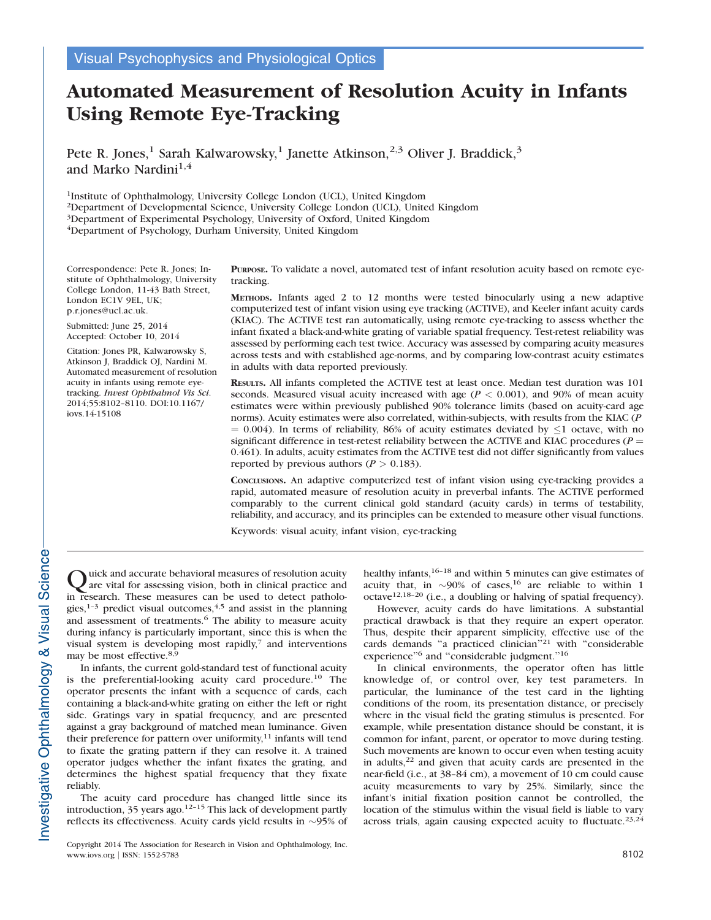Visual Psychophysics and Physiological Optics

# Automated Measurement of Resolution Acuity in Infants Using Remote Eye-Tracking

Pete R. Jones,[1] Sarah Kalwarowsky,[1] Janette Atkinson,[2,3] Oliver J. Braddick,[3] and Marko Nardini[1,4]

[1]Institute of Ophthalmology, University College London (UCL), United Kingdom
[2]Department of Developmental Science, University College London (UCL), United Kingdom
[3]Department of Experimental Psychology, University of Oxford, United Kingdom
[4]Department of Psychology, Durham University, United Kingdom

Correspondence: Pete R. Jones; Institute of Ophthalmology, University College London, 11-43 Bath Street, London EC1V 9EL, UK; p.r.jones@ucl.ac.uk.

Submitted: June 25, 2014
Accepted: October 10, 2014

Citation: Jones PR, Kalwarowsky S, Atkinson J, Braddick OJ, Nardini M. Automated measurement of resolution acuity in infants using remote eye-tracking. *Invest Ophthalmol Vis Sci.* 2014;55:8102–8110. DOI:10.1167/iovs.14-15108

**Purpose.** To validate a novel, automated test of infant resolution acuity based on remote eye-tracking.

**Methods.** Infants aged 2 to 12 months were tested binocularly using a new adaptive computerized test of infant vision using eye tracking (ACTIVE), and Keeler infant acuity cards (KIAC). The ACTIVE test ran automatically, using remote eye-tracking to assess whether the infant fixated a black-and-white grating of variable spatial frequency. Test-retest reliability was assessed by performing each test twice. Accuracy was assessed by comparing acuity measures across tests and with established age-norms, and by comparing low-contrast acuity estimates in adults with data reported previously.

**Results.** All infants completed the ACTIVE test at least once. Median test duration was 101 seconds. Measured visual acuity increased with age ($P < 0.001$), and 90% of mean acuity estimates were within previously published 90% tolerance limits (based on acuity-card age norms). Acuity estimates were also correlated, within-subjects, with results from the KIAC ($P = 0.004$). In terms of reliability, 86% of acuity estimates deviated by $\leq$1 octave, with no significant difference in test-retest reliability between the ACTIVE and KIAC procedures ($P = 0.461$). In adults, acuity estimates from the ACTIVE test did not differ significantly from values reported by previous authors ($P > 0.183$).

**Conclusions.** An adaptive computerized test of infant vision using eye-tracking provides a rapid, automated measure of resolution acuity in preverbal infants. The ACTIVE performed comparably to the current clinical gold standard (acuity cards) in terms of testability, reliability, and accuracy, and its principles can be extended to measure other visual functions.

Keywords: visual acuity, infant vision, eye-tracking

Quick and accurate behavioral measures of resolution acuity are vital for assessing vision, both in clinical practice and in research. These measures can be used to detect pathologies,[1–3] predict visual outcomes,[4,5] and assist in the planning and assessment of treatments.[6] The ability to measure acuity during infancy is particularly important, since this is when the visual system is developing most rapidly,[7] and interventions may be most effective.[8,9]

In infants, the current gold-standard test of functional acuity is the preferential-looking acuity card procedure.[10] The operator presents the infant with a sequence of cards, each containing a black-and-white grating on either the left or right side. Gratings vary in spatial frequency, and are presented against a gray background of matched mean luminance. Given their preference for pattern over uniformity,[11] infants will tend to fixate the grating pattern if they can resolve it. A trained operator judges whether the infant fixates the grating, and determines the highest spatial frequency that they fixate reliably.

The acuity card procedure has changed little since its introduction, 35 years ago.[12–15] This lack of development partly reflects its effectiveness. Acuity cards yield results in ~95% of healthy infants,[16–18] and within 5 minutes can give estimates of acuity that, in ~90% of cases,[16] are reliable to within 1 octave[12,18–20] (i.e., a doubling or halving of spatial frequency).

However, acuity cards do have limitations. A substantial practical drawback is that they require an expert operator. Thus, despite their apparent simplicity, effective use of the cards demands "a practiced clinician"[21] with "considerable experience"[6] and "considerable judgment."[16]

In clinical environments, the operator often has little knowledge of, or control over, key test parameters. In particular, the luminance of the test card in the lighting conditions of the room, its presentation distance, or precisely where in the visual field the grating stimulus is presented. For example, while presentation distance should be constant, it is common for infant, parent, or operator to move during testing. Such movements are known to occur even when testing acuity in adults,[22] and given that acuity cards are presented in the near-field (i.e., at 38–84 cm), a movement of 10 cm could cause acuity measurements to vary by 25%. Similarly, since the infant's initial fixation position cannot be controlled, the location of the stimulus within the visual field is liable to vary across trials, again causing expected acuity to fluctuate.[23,24]

Copyright 2014 The Association for Research in Vision and Ophthalmology, Inc.
www.iovs.org | ISSN: 1552-5783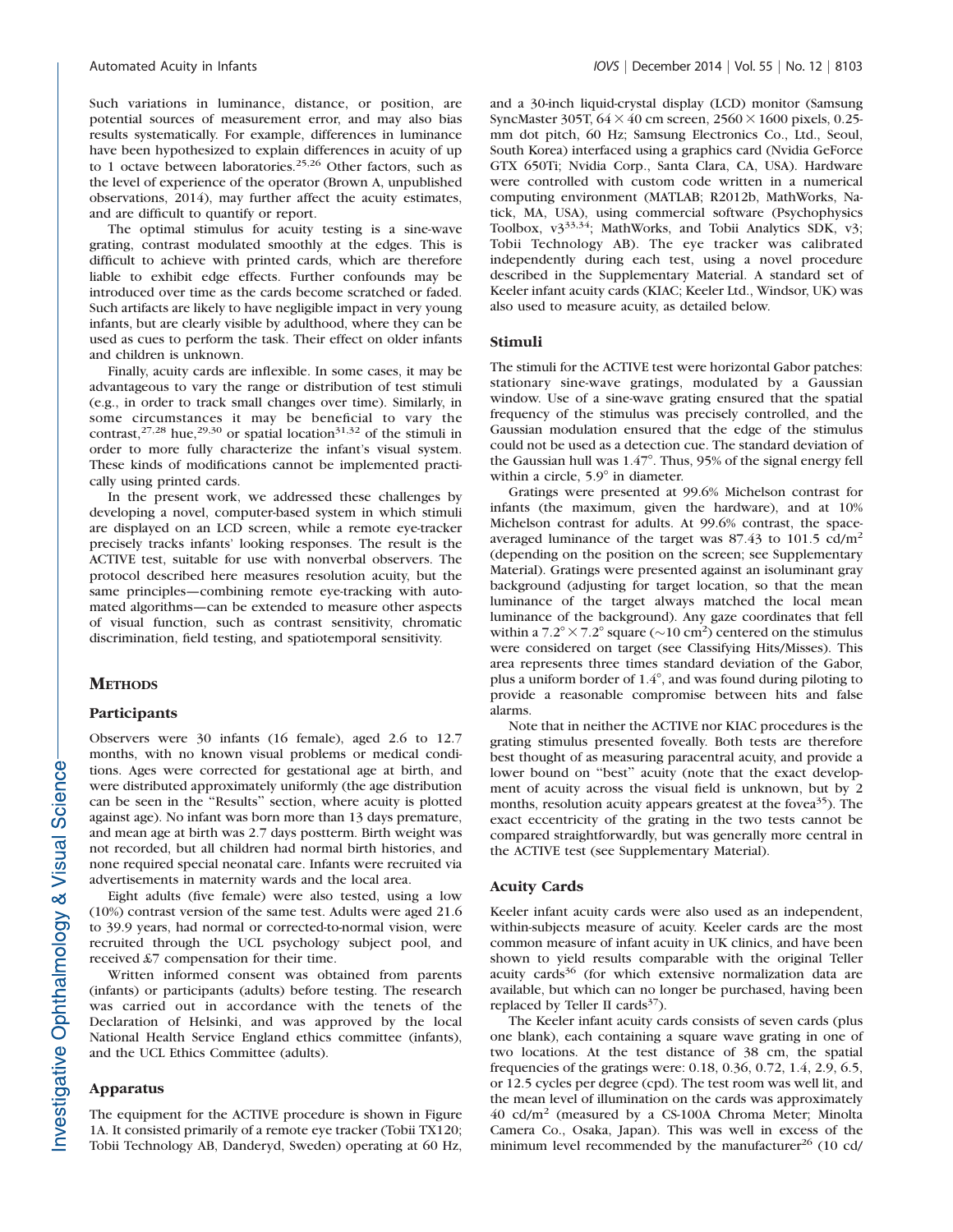Such variations in luminance, distance, or position, are potential sources of measurement error, and may also bias results systematically. For example, differences in luminance have been hypothesized to explain differences in acuity of up to 1 octave between laboratories.[25,26] Other factors, such as the level of experience of the operator (Brown A, unpublished observations, 2014), may further affect the acuity estimates, and are difficult to quantify or report.

The optimal stimulus for acuity testing is a sine-wave grating, contrast modulated smoothly at the edges. This is difficult to achieve with printed cards, which are therefore liable to exhibit edge effects. Further confounds may be introduced over time as the cards become scratched or faded. Such artifacts are likely to have negligible impact in very young infants, but are clearly visible by adulthood, where they can be used as cues to perform the task. Their effect on older infants and children is unknown.

Finally, acuity cards are inflexible. In some cases, it may be advantageous to vary the range or distribution of test stimuli (e.g., in order to track small changes over time). Similarly, in some circumstances it may be beneficial to vary the contrast,[27,28] hue,[29,30] or spatial location[31,32] of the stimuli in order to more fully characterize the infant's visual system. These kinds of modifications cannot be implemented practically using printed cards.

In the present work, we addressed these challenges by developing a novel, computer-based system in which stimuli are displayed on an LCD screen, while a remote eye-tracker precisely tracks infants' looking responses. The result is the ACTIVE test, suitable for use with nonverbal observers. The protocol described here measures resolution acuity, but the same principles—combining remote eye-tracking with automated algorithms—can be extended to measure other aspects of visual function, such as contrast sensitivity, chromatic discrimination, field testing, and spatiotemporal sensitivity.

## Methods

### Participants

Observers were 30 infants (16 female), aged 2.6 to 12.7 months, with no known visual problems or medical conditions. Ages were corrected for gestational age at birth, and were distributed approximately uniformly (the age distribution can be seen in the "Results" section, where acuity is plotted against age). No infant was born more than 13 days premature, and mean age at birth was 2.7 days postterm. Birth weight was not recorded, but all children had normal birth histories, and none required special neonatal care. Infants were recruited via advertisements in maternity wards and the local area.

Eight adults (five female) were also tested, using a low (10%) contrast version of the same test. Adults were aged 21.6 to 39.9 years, had normal or corrected-to-normal vision, were recruited through the UCL psychology subject pool, and received £7 compensation for their time.

Written informed consent was obtained from parents (infants) or participants (adults) before testing. The research was carried out in accordance with the tenets of the Declaration of Helsinki, and was approved by the local National Health Service England ethics committee (infants), and the UCL Ethics Committee (adults).

### Apparatus

The equipment for the ACTIVE procedure is shown in Figure 1A. It consisted primarily of a remote eye tracker (Tobii TX120; Tobii Technology AB, Danderyd, Sweden) operating at 60 Hz, and a 30-inch liquid-crystal display (LCD) monitor (Samsung SyncMaster 305T, $64 \times 40$ cm screen, $2560 \times 1600$ pixels, 0.25-mm dot pitch, 60 Hz; Samsung Electronics Co., Ltd., Seoul, South Korea) interfaced using a graphics card (Nvidia GeForce GTX 650Ti; Nvidia Corp., Santa Clara, CA, USA). Hardware were controlled with custom code written in a numerical computing environment (MATLAB; R2012b, MathWorks, Natick, MA, USA), using commercial software (Psychophysics Toolbox, v3[33,34]; MathWorks, and Tobii Analytics SDK, v3; Tobii Technology AB). The eye tracker was calibrated independently during each test, using a novel procedure described in the Supplementary Material. A standard set of Keeler infant acuity cards (KIAC; Keeler Ltd., Windsor, UK) was also used to measure acuity, as detailed below.

### Stimuli

The stimuli for the ACTIVE test were horizontal Gabor patches: stationary sine-wave gratings, modulated by a Gaussian window. Use of a sine-wave grating ensured that the spatial frequency of the stimulus was precisely controlled, and the Gaussian modulation ensured that the edge of the stimulus could not be used as a detection cue. The standard deviation of the Gaussian hull was 1.47°. Thus, 95% of the signal energy fell within a circle, 5.9° in diameter.

Gratings were presented at 99.6% Michelson contrast for infants (the maximum, given the hardware), and at 10% Michelson contrast for adults. At 99.6% contrast, the space-averaged luminance of the target was 87.43 to 101.5 cd/m$^2$ (depending on the position on the screen; see Supplementary Material). Gratings were presented against an isoluminant gray background (adjusting for target location, so that the mean luminance of the target always matched the local mean luminance of the background). Any gaze coordinates that fell within a $7.2° \times 7.2°$ square (~10 cm$^2$) centered on the stimulus were considered on target (see Classifying Hits/Misses). This area represents three times standard deviation of the Gabor, plus a uniform border of 1.4°, and was found during piloting to provide a reasonable compromise between hits and false alarms.

Note that in neither the ACTIVE nor KIAC procedures is the grating stimulus presented foveally. Both tests are therefore best thought of as measuring paracentral acuity, and provide a lower bound on "best" acuity (note that the exact development of acuity across the visual field is unknown, but by 2 months, resolution acuity appears greatest at the fovea[35]). The exact eccentricity of the grating in the two tests cannot be compared straightforwardly, but was generally more central in the ACTIVE test (see Supplementary Material).

### Acuity Cards

Keeler infant acuity cards were also used as an independent, within-subjects measure of acuity. Keeler cards are the most common measure of infant acuity in UK clinics, and have been shown to yield results comparable with the original Teller acuity cards[36] (for which extensive normalization data are available, but which can no longer be purchased, having been replaced by Teller II cards[37]).

The Keeler infant acuity cards consists of seven cards (plus one blank), each containing a square wave grating in one of two locations. At the test distance of 38 cm, the spatial frequencies of the gratings were: 0.18, 0.36, 0.72, 1.4, 2.9, 6.5, or 12.5 cycles per degree (cpd). The test room was well lit, and the mean level of illumination on the cards was approximately 40 cd/m$^2$ (measured by a CS-100A Chroma Meter; Minolta Camera Co., Osaka, Japan). This was well in excess of the minimum level recommended by the manufacturer[26] (10 cd/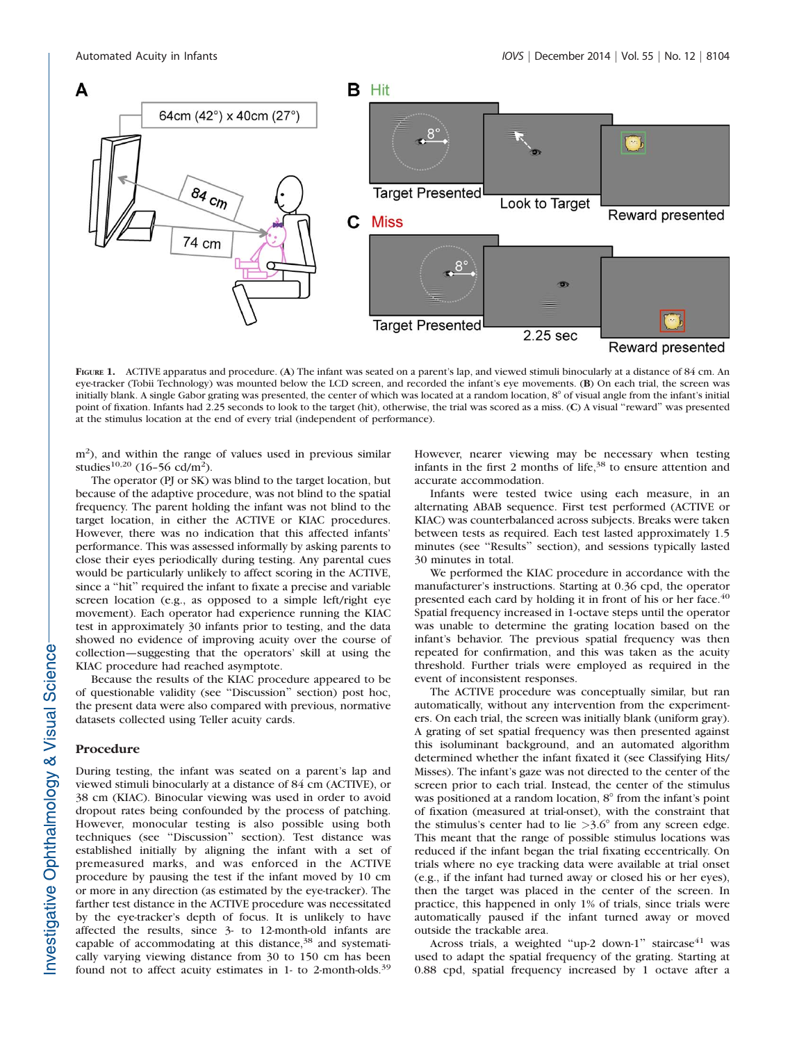FIGURE 1. ACTIVE apparatus and procedure. (**A**) The infant was seated on a parent's lap, and viewed stimuli binocularly at a distance of 84 cm. An eye-tracker (Tobii Technology) was mounted below the LCD screen, and recorded the infant's eye movements. (**B**) On each trial, the screen was initially blank. A single Gabor grating was presented, the center of which was located at a random location, 8° of visual angle from the infant's initial point of fixation. Infants had 2.25 seconds to look to the target (hit), otherwise, the trial was scored as a miss. (**C**) A visual "reward" was presented at the stimulus location at the end of every trial (independent of performance).

m$^2$), and within the range of values used in previous similar studies[10,20] (16–56 cd/m$^2$).

The operator (PJ or SK) was blind to the target location, but because of the adaptive procedure, was not blind to the spatial frequency. The parent holding the infant was not blind to the target location, in either the ACTIVE or KIAC procedures. However, there was no indication that this affected infants' performance. This was assessed informally by asking parents to close their eyes periodically during testing. Any parental cues would be particularly unlikely to affect scoring in the ACTIVE, since a "hit" required the infant to fixate a precise and variable screen location (e.g., as opposed to a simple left/right eye movement). Each operator had experience running the KIAC test in approximately 30 infants prior to testing, and the data showed no evidence of improving acuity over the course of collection—suggesting that the operators' skill at using the KIAC procedure had reached asymptote.

Because the results of the KIAC procedure appeared to be of questionable validity (see "Discussion" section) post hoc, the present data were also compared with previous, normative datasets collected using Teller acuity cards.

## Procedure

During testing, the infant was seated on a parent's lap and viewed stimuli binocularly at a distance of 84 cm (ACTIVE), or 38 cm (KIAC). Binocular viewing was used in order to avoid dropout rates being confounded by the process of patching. However, monocular testing is also possible using both techniques (see "Discussion" section). Test distance was established initially by aligning the infant with a set of premeasured marks, and was enforced in the ACTIVE procedure by pausing the test if the infant moved by 10 cm or more in any direction (as estimated by the eye-tracker). The farther test distance in the ACTIVE procedure was necessitated by the eye-tracker's depth of focus. It is unlikely to have affected the results, since 3- to 12-month-old infants are capable of accommodating at this distance,[38] and systematically varying viewing distance from 30 to 150 cm has been found not to affect acuity estimates in 1- to 2-month-olds.[39] However, nearer viewing may be necessary when testing infants in the first 2 months of life,[38] to ensure attention and accurate accommodation.

Infants were tested twice using each measure, in an alternating ABAB sequence. First test performed (ACTIVE or KIAC) was counterbalanced across subjects. Breaks were taken between tests as required. Each test lasted approximately 1.5 minutes (see "Results" section), and sessions typically lasted 30 minutes in total.

We performed the KIAC procedure in accordance with the manufacturer's instructions. Starting at 0.36 cpd, the operator presented each card by holding it in front of his or her face.[40] Spatial frequency increased in 1-octave steps until the operator was unable to determine the grating location based on the infant's behavior. The previous spatial frequency was then repeated for confirmation, and this was taken as the acuity threshold. Further trials were employed as required in the event of inconsistent responses.

The ACTIVE procedure was conceptually similar, but ran automatically, without any intervention from the experimenters. On each trial, the screen was initially blank (uniform gray). A grating of set spatial frequency was then presented against this isoluminant background, and an automated algorithm determined whether the infant fixated it (see Classifying Hits/Misses). The infant's gaze was not directed to the center of the screen prior to each trial. Instead, the center of the stimulus was positioned at a random location, 8° from the infant's point of fixation (measured at trial-onset), with the constraint that the stimulus's center had to lie >3.6° from any screen edge. This meant that the range of possible stimulus locations was reduced if the infant began the trial fixating eccentrically. On trials where no eye tracking data were available at trial onset (e.g., if the infant had turned away or closed his or her eyes), then the target was placed in the center of the screen. In practice, this happened in only 1% of trials, since trials were automatically paused if the infant turned away or moved outside the trackable area.

Across trials, a weighted "up-2 down-1" staircase[41] was used to adapt the spatial frequency of the grating. Starting at 0.88 cpd, spatial frequency increased by 1 octave after a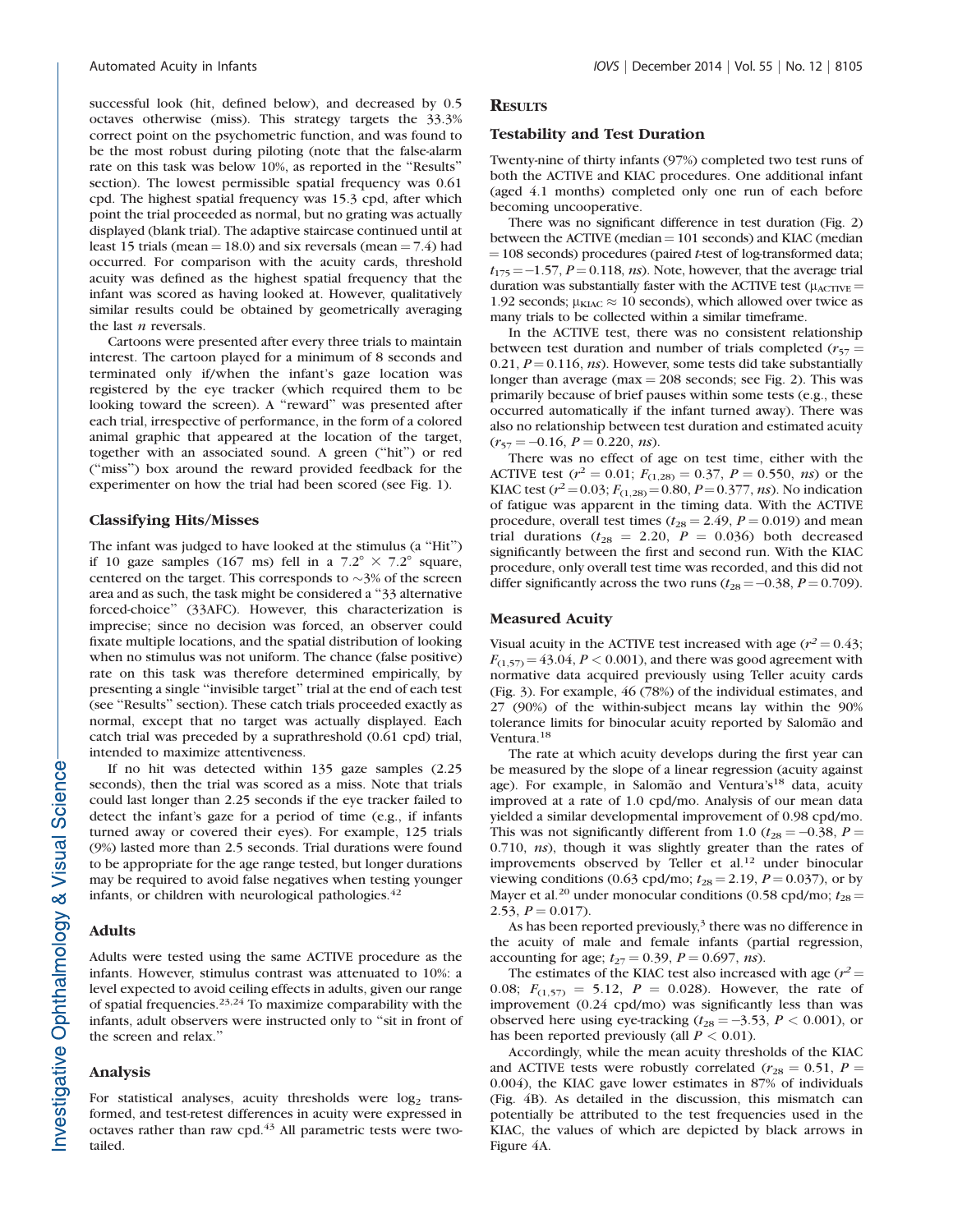successful look (hit, defined below), and decreased by 0.5 octaves otherwise (miss). This strategy targets the 33.3% correct point on the psychometric function, and was found to be the most robust during piloting (note that the false-alarm rate on this task was below 10%, as reported in the "Results" section). The lowest permissible spatial frequency was 0.61 cpd. The highest spatial frequency was 15.3 cpd, after which point the trial proceeded as normal, but no grating was actually displayed (blank trial). The adaptive staircase continued until at least 15 trials (mean = 18.0) and six reversals (mean = 7.4) had occurred. For comparison with the acuity cards, threshold acuity was defined as the highest spatial frequency that the infant was scored as having looked at. However, qualitatively similar results could be obtained by geometrically averaging the last *n* reversals.

Cartoons were presented after every three trials to maintain interest. The cartoon played for a minimum of 8 seconds and terminated only if/when the infant's gaze location was registered by the eye tracker (which required them to be looking toward the screen). A "reward" was presented after each trial, irrespective of performance, in the form of a colored animal graphic that appeared at the location of the target, together with an associated sound. A green ("hit") or red ("miss") box around the reward provided feedback for the experimenter on how the trial had been scored (see Fig. 1).

### Classifying Hits/Misses

The infant was judged to have looked at the stimulus (a "Hit") if 10 gaze samples (167 ms) fell in a $7.2° \times 7.2°$ square, centered on the target. This corresponds to ~3% of the screen area and as such, the task might be considered a "33 alternative forced-choice" (33AFC). However, this characterization is imprecise; since no decision was forced, an observer could fixate multiple locations, and the spatial distribution of looking when no stimulus was not uniform. The chance (false positive) rate on this task was therefore determined empirically, by presenting a single "invisible target" trial at the end of each test (see "Results" section). These catch trials proceeded exactly as normal, except that no target was actually displayed. Each catch trial was preceded by a suprathreshold (0.61 cpd) trial, intended to maximize attentiveness.

If no hit was detected within 135 gaze samples (2.25 seconds), then the trial was scored as a miss. Note that trials could last longer than 2.25 seconds if the eye tracker failed to detect the infant's gaze for a period of time (e.g., if infants turned away or covered their eyes). For example, 125 trials (9%) lasted more than 2.5 seconds. Trial durations were found to be appropriate for the age range tested, but longer durations may be required to avoid false negatives when testing younger infants, or children with neurological pathologies.[42]

### Adults

Adults were tested using the same ACTIVE procedure as the infants. However, stimulus contrast was attenuated to 10%: a level expected to avoid ceiling effects in adults, given our range of spatial frequencies.[23,24] To maximize comparability with the infants, adult observers were instructed only to "sit in front of the screen and relax."

### Analysis

For statistical analyses, acuity thresholds were $\log_2$ transformed, and test-retest differences in acuity were expressed in octaves rather than raw cpd.[43] All parametric tests were two-tailed.

## Results

### Testability and Test Duration

Twenty-nine of thirty infants (97%) completed two test runs of both the ACTIVE and KIAC procedures. One additional infant (aged 4.1 months) completed only one run of each before becoming uncooperative.

There was no significant difference in test duration (Fig. 2) between the ACTIVE (median = 101 seconds) and KIAC (median = 108 seconds) procedures (paired *t*-test of log-transformed data; $t_{175} = -1.57$, $P = 0.118$, *ns*). Note, however, that the average trial duration was substantially faster with the ACTIVE test ($\mu_{ACTIVE} = 1.92$ seconds; $\mu_{KIAC} \approx 10$ seconds), which allowed over twice as many trials to be collected within a similar timeframe.

In the ACTIVE test, there was no consistent relationship between test duration and number of trials completed ($r_{57} = 0.21$, $P = 0.116$, *ns*). However, some tests did take substantially longer than average (max = 208 seconds; see Fig. 2). This was primarily because of brief pauses within some tests (e.g., these occurred automatically if the infant turned away). There was also no relationship between test duration and estimated acuity ($r_{57} = -0.16$, $P = 0.220$, *ns*).

There was no effect of age on test time, either with the ACTIVE test ($r^2 = 0.01$; $F_{(1,28)} = 0.37$, $P = 0.550$, *ns*) or the KIAC test ($r^2 = 0.03$; $F_{(1,28)} = 0.80$, $P = 0.377$, *ns*). No indication of fatigue was apparent in the timing data. With the ACTIVE procedure, overall test times ($t_{28} = 2.49$, $P = 0.019$) and mean trial durations ($t_{28} = 2.20$, $P = 0.036$) both decreased significantly between the first and second run. With the KIAC procedure, only overall test time was recorded, and this did not differ significantly across the two runs ($t_{28} = -0.38$, $P = 0.709$).

### Measured Acuity

Visual acuity in the ACTIVE test increased with age ($r^2 = 0.43$; $F_{(1,57)} = 43.04$, $P < 0.001$), and there was good agreement with normative data acquired previously using Teller acuity cards (Fig. 3). For example, 46 (78%) of the individual estimates, and 27 (90%) of the within-subject means lay within the 90% tolerance limits for binocular acuity reported by Salomão and Ventura.[18]

The rate at which acuity develops during the first year can be measured by the slope of a linear regression (acuity against age). For example, in Salomão and Ventura's[18] data, acuity improved at a rate of 1.0 cpd/mo. Analysis of our mean data yielded a similar developmental improvement of 0.98 cpd/mo. This was not significantly different from 1.0 ($t_{28} = -0.38$, $P = 0.710$, *ns*), though it was slightly greater than the rates of improvements observed by Teller et al.[12] under binocular viewing conditions (0.63 cpd/mo; $t_{28} = 2.19$, $P = 0.037$), or by Mayer et al.[20] under monocular conditions (0.58 cpd/mo; $t_{28} = 2.53$, $P = 0.017$).

As has been reported previously,[3] there was no difference in the acuity of male and female infants (partial regression, accounting for age; $t_{27} = 0.39$, $P = 0.697$, *ns*).

The estimates of the KIAC test also increased with age ($r^2 = 0.08$; $F_{(1,57)} = 5.12$, $P = 0.028$). However, the rate of improvement (0.24 cpd/mo) was significantly less than was observed here using eye-tracking ($t_{28} = -3.53$, $P < 0.001$), or has been reported previously (all $P < 0.01$).

Accordingly, while the mean acuity thresholds of the KIAC and ACTIVE tests were robustly correlated ($r_{28} = 0.51$, $P = 0.004$), the KIAC gave lower estimates in 87% of individuals (Fig. 4B). As detailed in the discussion, this mismatch can potentially be attributed to the test frequencies used in the KIAC, the values of which are depicted by black arrows in Figure 4A.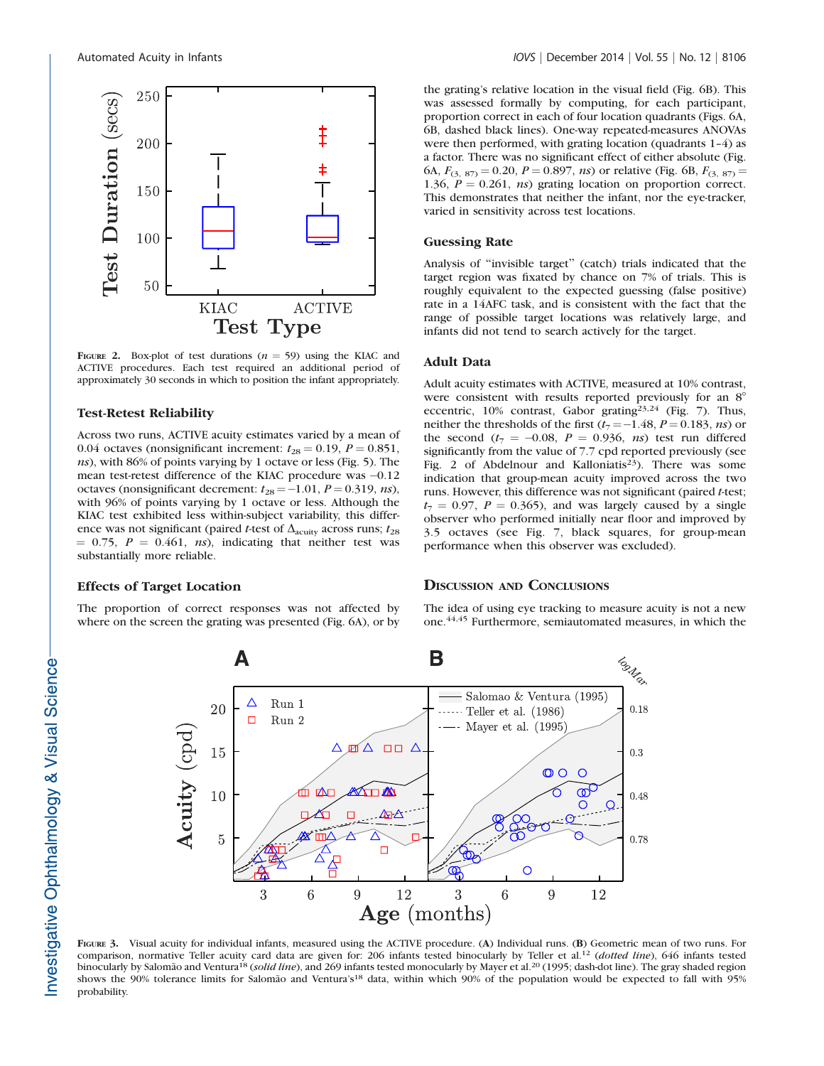FIGURE 2. Box-plot of test durations ($n$ = 59) using the KIAC and ACTIVE procedures. Each test required an additional period of approximately 30 seconds in which to position the infant appropriately.

### Test-Retest Reliability

Across two runs, ACTIVE acuity estimates varied by a mean of 0.04 octaves (nonsignificant increment: $t_{28} = 0.19$, $P = 0.851$, *ns*), with 86% of points varying by 1 octave or less (Fig. 5). The mean test-retest difference of the KIAC procedure was −0.12 octaves (nonsignificant decrement: $t_{28} = -1.01$, $P = 0.319$, *ns*), with 96% of points varying by 1 octave or less. Although the KIAC test exhibited less within-subject variability, this difference was not significant (paired $t$-test of $\Delta_{acuity}$ across runs; $t_{28} = 0.75$, $P = 0.461$, *ns*), indicating that neither test was substantially more reliable.

### Effects of Target Location

The proportion of correct responses was not affected by where on the screen the grating was presented (Fig. 6A), or by the grating's relative location in the visual field (Fig. 6B). This was assessed formally by computing, for each participant, proportion correct in each of four location quadrants (Figs. 6A, 6B, dashed black lines). One-way repeated-measures ANOVAs were then performed, with grating location (quadrants 1–4) as a factor. There was no significant effect of either absolute (Fig. 6A, $F_{(3, 87)} = 0.20$, $P = 0.897$, *ns*) or relative (Fig. 6B, $F_{(3, 87)} = 1.36$, $P = 0.261$, *ns*) grating location on proportion correct. This demonstrates that neither the infant, nor the eye-tracker, varied in sensitivity across test locations.

### Guessing Rate

Analysis of "invisible target" (catch) trials indicated that the target region was fixated by chance on 7% of trials. This is roughly equivalent to the expected guessing (false positive) rate in a 14AFC task, and is consistent with the fact that the range of possible target locations was relatively large, and infants did not tend to search actively for the target.

### Adult Data

Adult acuity estimates with ACTIVE, measured at 10% contrast, were consistent with results reported previously for an 8° eccentric, 10% contrast, Gabor grating[23,24] (Fig. 7). Thus, neither the thresholds of the first ($t_7 = -1.48$, $P = 0.183$, *ns*) or the second ($t_7 = -0.08$, $P = 0.936$, *ns*) test run differed significantly from the value of 7.7 cpd reported previously (see Fig. 2 of Abdelnour and Kalloniatis[23]). There was some indication that group-mean acuity improved across the two runs. However, this difference was not significant (paired $t$-test; $t_7 = 0.97$, $P = 0.365$), and was largely caused by a single observer who performed initially near floor and improved by 3.5 octaves (see Fig. 7, black squares, for group-mean performance when this observer was excluded).

## DISCUSSION AND CONCLUSIONS

The idea of using eye tracking to measure acuity is not a new one.[44,45] Furthermore, semiautomated measures, in which the

FIGURE 3. Visual acuity for individual infants, measured using the ACTIVE procedure. (**A**) Individual runs. (**B**) Geometric mean of two runs. For comparison, normative Teller acuity card data are given for: 206 infants tested binocularly by Teller et al.[12] (*dotted line*), 646 infants tested binocularly by Salomão and Ventura[18] (*solid line*), and 269 infants tested monocularly by Mayer et al.[20] (1995; dash-dot line). The gray shaded region shows the 90% tolerance limits for Salomão and Ventura's[18] data, within which 90% of the population would be expected to fall with 95% probability.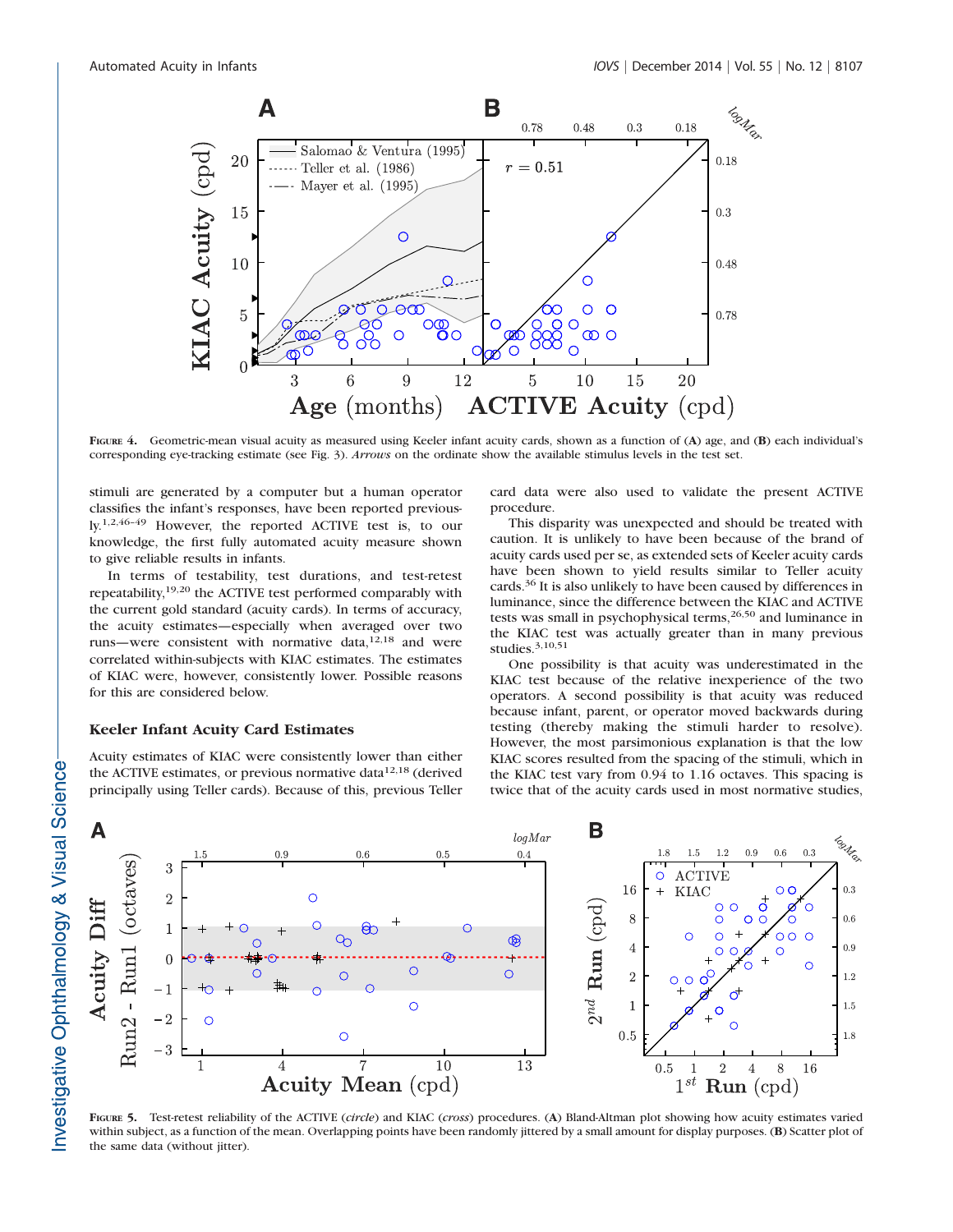FIGURE 4. Geometric-mean visual acuity as measured using Keeler infant acuity cards, shown as a function of (A) age, and (B) each individual's corresponding eye-tracking estimate (see Fig. 3). *Arrows* on the ordinate show the available stimulus levels in the test set.

stimuli are generated by a computer but a human operator classifies the infant's responses, have been reported previously.[1,2,46–49] However, the reported ACTIVE test is, to our knowledge, the first fully automated acuity measure shown to give reliable results in infants.

In terms of testability, test durations, and test-retest repeatability,[19,20] the ACTIVE test performed comparably with the current gold standard (acuity cards). In terms of accuracy, the acuity estimates—especially when averaged over two runs—were consistent with normative data,[12,18] and were correlated within-subjects with KIAC estimates. The estimates of KIAC were, however, consistently lower. Possible reasons for this are considered below.

### Keeler Infant Acuity Card Estimates

Acuity estimates of KIAC were consistently lower than either the ACTIVE estimates, or previous normative data[12,18] (derived principally using Teller cards). Because of this, previous Teller card data were also used to validate the present ACTIVE procedure.

This disparity was unexpected and should be treated with caution. It is unlikely to have been because of the brand of acuity cards used per se, as extended sets of Keeler acuity cards have been shown to yield results similar to Teller acuity cards.[36] It is also unlikely to have been caused by differences in luminance, since the difference between the KIAC and ACTIVE tests was small in psychophysical terms,[26,50] and luminance in the KIAC test was actually greater than in many previous studies.[3,10,51]

One possibility is that acuity was underestimated in the KIAC test because of the relative inexperience of the two operators. A second possibility is that acuity was reduced because infant, parent, or operator moved backwards during testing (thereby making the stimuli harder to resolve). However, the most parsimonious explanation is that the low KIAC scores resulted from the spacing of the stimuli, which in the KIAC test vary from 0.94 to 1.16 octaves. This spacing is twice that of the acuity cards used in most normative studies,

FIGURE 5. Test-retest reliability of the ACTIVE (*circle*) and KIAC (*cross*) procedures. (A) Bland-Altman plot showing how acuity estimates varied within subject, as a function of the mean. Overlapping points have been randomly jittered by a small amount for display purposes. (B) Scatter plot of the same data (without jitter).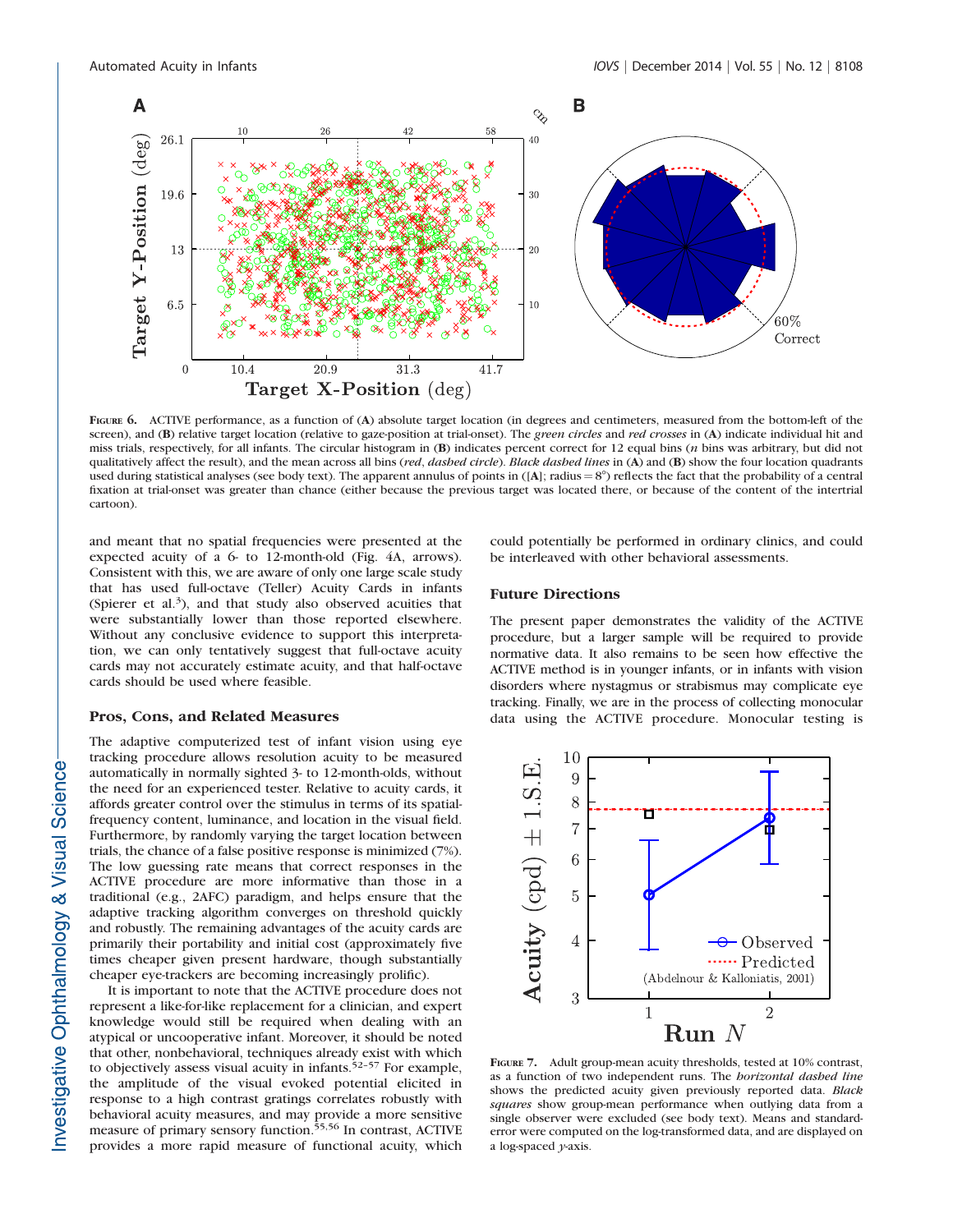FIGURE 6. ACTIVE performance, as a function of (**A**) absolute target location (in degrees and centimeters, measured from the bottom-left of the screen), and (**B**) relative target location (relative to gaze-position at trial-onset). The *green circles* and *red crosses* in (**A**) indicate individual hit and miss trials, respectively, for all infants. The circular histogram in (**B**) indicates percent correct for 12 equal bins (*n* bins was arbitrary, but did not qualitatively affect the result), and the mean across all bins (*red*, *dashed circle*). *Black dashed lines* in (**A**) and (**B**) show the four location quadrants used during statistical analyses (see body text). The apparent annulus of points in ([**A**]; radius = 8°) reflects the fact that the probability of a central fixation at trial-onset was greater than chance (either because the previous target was located there, or because of the content of the intertrial cartoon).

and meant that no spatial frequencies were presented at the expected acuity of a 6- to 12-month-old (Fig. 4A, arrows). Consistent with this, we are aware of only one large scale study that has used full-octave (Teller) Acuity Cards in infants (Spierer et al.[3]), and that study also observed acuities that were substantially lower than those reported elsewhere. Without any conclusive evidence to support this interpretation, we can only tentatively suggest that full-octave acuity cards may not accurately estimate acuity, and that half-octave cards should be used where feasible.

### Pros, Cons, and Related Measures

The adaptive computerized test of infant vision using eye tracking procedure allows resolution acuity to be measured automatically in normally sighted 3- to 12-month-olds, without the need for an experienced tester. Relative to acuity cards, it affords greater control over the stimulus in terms of its spatial-frequency content, luminance, and location in the visual field. Furthermore, by randomly varying the target location between trials, the chance of a false positive response is minimized (7%). The low guessing rate means that correct responses in the ACTIVE procedure are more informative than those in a traditional (e.g., 2AFC) paradigm, and helps ensure that the adaptive tracking algorithm converges on threshold quickly and robustly. The remaining advantages of the acuity cards are primarily their portability and initial cost (approximately five times cheaper given present hardware, though substantially cheaper eye-trackers are becoming increasingly prolific).

It is important to note that the ACTIVE procedure does not represent a like-for-like replacement for a clinician, and expert knowledge would still be required when dealing with an atypical or uncooperative infant. Moreover, it should be noted that other, nonbehavioral, techniques already exist with which to objectively assess visual acuity in infants.[52–57] For example, the amplitude of the visual evoked potential elicited in response to a high contrast gratings correlates robustly with behavioral acuity measures, and may provide a more sensitive measure of primary sensory function.[55,56] In contrast, ACTIVE provides a more rapid measure of functional acuity, which could potentially be performed in ordinary clinics, and could be interleaved with other behavioral assessments.

### Future Directions

The present paper demonstrates the validity of the ACTIVE procedure, but a larger sample will be required to provide normative data. It also remains to be seen how effective the ACTIVE method is in younger infants, or in infants with vision disorders where nystagmus or strabismus may complicate eye tracking. Finally, we are in the process of collecting monocular data using the ACTIVE procedure. Monocular testing is

FIGURE 7. Adult group-mean acuity thresholds, tested at 10% contrast, as a function of two independent runs. The *horizontal dashed line* shows the predicted acuity given previously reported data. *Black squares* show group-mean performance when outlying data from a single observer were excluded (see body text). Means and standard-error were computed on the log-transformed data, and are displayed on a log-spaced *y*-axis.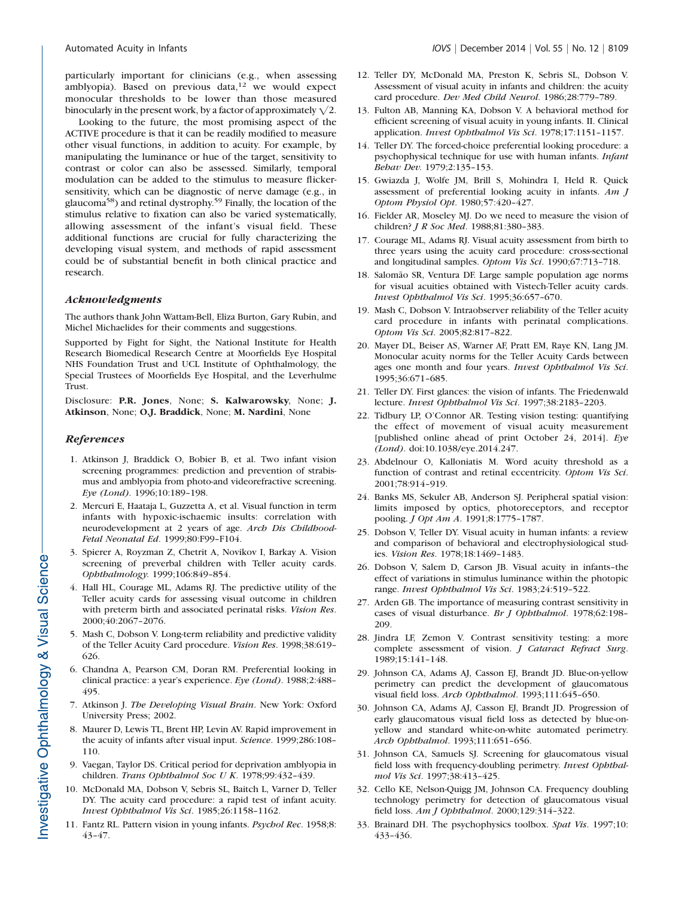particularly important for clinicians (e.g., when assessing amblyopia). Based on previous data,[12] we would expect monocular thresholds to be lower than those measured binocularly in the present work, by a factor of approximately $\sqrt{2}$.

Looking to the future, the most promising aspect of the ACTIVE procedure is that it can be readily modified to measure other visual functions, in addition to acuity. For example, by manipulating the luminance or hue of the target, sensitivity to contrast or color can also be assessed. Similarly, temporal modulation can be added to the stimulus to measure flicker-sensitivity, which can be diagnostic of nerve damage (e.g., in glaucoma[58]) and retinal dystrophy.[59] Finally, the location of the stimulus relative to fixation can also be varied systematically, allowing assessment of the infant's visual field. These additional functions are crucial for fully characterizing the developing visual system, and methods of rapid assessment could be of substantial benefit in both clinical practice and research.

### *Acknowledgments*

The authors thank John Wattam-Bell, Eliza Burton, Gary Rubin, and Michel Michaelides for their comments and suggestions.

Supported by Fight for Sight, the National Institute for Health Research Biomedical Research Centre at Moorfields Eye Hospital NHS Foundation Trust and UCL Institute of Ophthalmology, the Special Trustees of Moorfields Eye Hospital, and the Leverhulme Trust.

Disclosure: **P.R. Jones**, None; **S. Kalwarowsky**, None; **J. Atkinson**, None; **O.J. Braddick**, None; **M. Nardini**, None

### *References*

1. Atkinson J, Braddick O, Bobier B, et al. Two infant vision screening programmes: prediction and prevention of strabismus and amblyopia from photo-and videorefractive screening. *Eye (Lond)*. 1996;10:189–198.
2. Mercuri E, Haataja L, Guzzetta A, et al. Visual function in term infants with hypoxic-ischaemic insults: correlation with neurodevelopment at 2 years of age. *Arch Dis Childhood-Fetal Neonatal Ed*. 1999;80:F99–F104.
3. Spierer A, Royzman Z, Chetrit A, Novikov I, Barkay A. Vision screening of preverbal children with Teller acuity cards. *Ophthalmology.* 1999;106:849–854.
4. Hall HL, Courage ML, Adams RJ. The predictive utility of the Teller acuity cards for assessing visual outcome in children with preterm birth and associated perinatal risks. *Vision Res*. 2000;40:2067–2076.
5. Mash C, Dobson V. Long-term reliability and predictive validity of the Teller Acuity Card procedure. *Vision Res*. 1998;38:619–626.
6. Chandna A, Pearson CM, Doran RM. Preferential looking in clinical practice: a year's experience. *Eye (Lond)*. 1988;2:488–495.
7. Atkinson J. *The Developing Visual Brain*. New York: Oxford University Press; 2002.
8. Maurer D, Lewis TL, Brent HP, Levin AV. Rapid improvement in the acuity of infants after visual input. *Science*. 1999;286:108–110.
9. Vaegan, Taylor DS. Critical period for deprivation amblyopia in children. *Trans Ophthalmol Soc U K*. 1978;99:432–439.
10. McDonald MA, Dobson V, Sebris SL, Baitch L, Varner D, Teller DY. The acuity card procedure: a rapid test of infant acuity. *Invest Ophthalmol Vis Sci*. 1985;26:1158–1162.
11. Fantz RL. Pattern vision in young infants. *Psychol Rec*. 1958;8:43–47.
12. Teller DY, McDonald MA, Preston K, Sebris SL, Dobson V. Assessment of visual acuity in infants and children: the acuity card procedure. *Dev Med Child Neurol*. 1986;28:779–789.
13. Fulton AB, Manning KA, Dobson V. A behavioral method for efficient screening of visual acuity in young infants. II. Clinical application. *Invest Ophthalmol Vis Sci*. 1978;17:1151–1157.
14. Teller DY. The forced-choice preferential looking procedure: a psychophysical technique for use with human infants. *Infant Behav Dev*. 1979;2:135–153.
15. Gwiazda J, Wolfe JM, Brill S, Mohindra I, Held R. Quick assessment of preferential looking acuity in infants. *Am J Optom Physiol Opt*. 1980;57:420–427.
16. Fielder AR, Moseley MJ. Do we need to measure the vision of children? *J R Soc Med*. 1988;81:380–383.
17. Courage ML, Adams RJ. Visual acuity assessment from birth to three years using the acuity card procedure: cross-sectional and longitudinal samples. *Optom Vis Sci*. 1990;67:713–718.
18. Salomão SR, Ventura DF. Large sample population age norms for visual acuities obtained with Vistech-Teller acuity cards. *Invest Ophthalmol Vis Sci*. 1995;36:657–670.
19. Mash C, Dobson V. Intraobserver reliability of the Teller acuity card procedure in infants with perinatal complications. *Optom Vis Sci*. 2005;82:817–822.
20. Mayer DL, Beiser AS, Warner AF, Pratt EM, Raye KN, Lang JM. Monocular acuity norms for the Teller Acuity Cards between ages one month and four years. *Invest Ophthalmol Vis Sci*. 1995;36:671–685.
21. Teller DY. First glances: the vision of infants. The Friedenwald lecture. *Invest Ophthalmol Vis Sci*. 1997;38:2183–2203.
22. Tidbury LP, O'Connor AR. Testing vision testing: quantifying the effect of movement of visual acuity measurement [published online ahead of print October 24, 2014]. *Eye (Lond)*. doi:10.1038/eye.2014.247.
23. Abdelnour O, Kalloniatis M. Word acuity threshold as a function of contrast and retinal eccentricity. *Optom Vis Sci*. 2001;78:914–919.
24. Banks MS, Sekuler AB, Anderson SJ. Peripheral spatial vision: limits imposed by optics, photoreceptors, and receptor pooling. *J Opt Am A*. 1991;8:1775–1787.
25. Dobson V, Teller DY. Visual acuity in human infants: a review and comparison of behavioral and electrophysiological studies. *Vision Res*. 1978;18:1469–1483.
26. Dobson V, Salem D, Carson JB. Visual acuity in infants–the effect of variations in stimulus luminance within the photopic range. *Invest Ophthalmol Vis Sci*. 1983;24:519–522.
27. Arden GB. The importance of measuring contrast sensitivity in cases of visual disturbance. *Br J Ophthalmol*. 1978;62:198–209.
28. Jindra LF, Zemon V. Contrast sensitivity testing: a more complete assessment of vision. *J Cataract Refract Surg*. 1989;15:141–148.
29. Johnson CA, Adams AJ, Casson EJ, Brandt JD. Blue-on-yellow perimetry can predict the development of glaucomatous visual field loss. *Arch Ophthalmol*. 1993;111:645–650.
30. Johnson CA, Adams AJ, Casson EJ, Brandt JD. Progression of early glaucomatous visual field loss as detected by blue-on-yellow and standard white-on-white automated perimetry. *Arch Ophthalmol*. 1993;111:651–656.
31. Johnson CA, Samuels SJ. Screening for glaucomatous visual field loss with frequency-doubling perimetry. *Invest Ophthalmol Vis Sci*. 1997;38:413–425.
32. Cello KE, Nelson-Quigg JM, Johnson CA. Frequency doubling technology perimetry for detection of glaucomatous visual field loss. *Am J Ophthalmol*. 2000;129:314–322.
33. Brainard DH. The psychophysics toolbox. *Spat Vis*. 1997;10:433–436.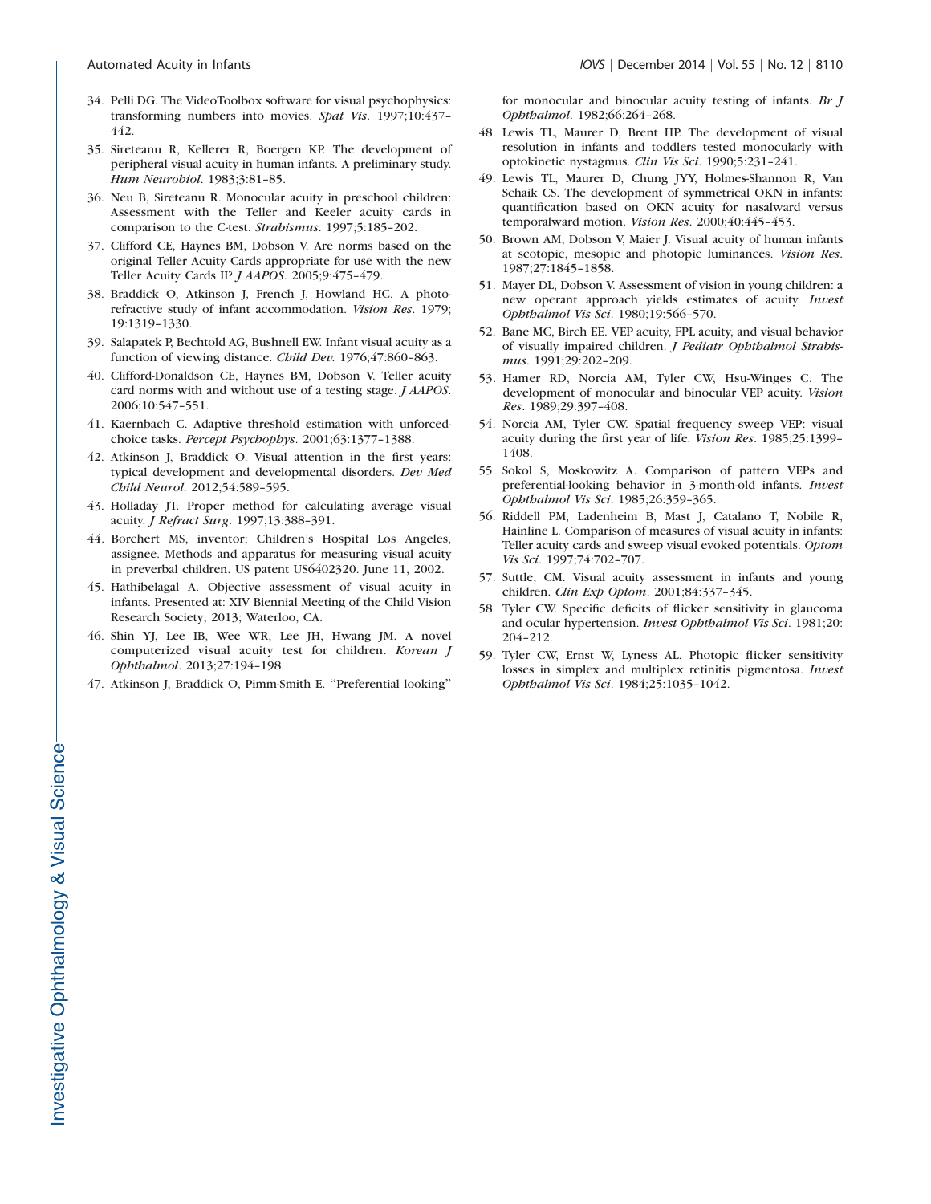34. Pelli DG. The VideoToolbox software for visual psychophysics: transforming numbers into movies. *Spat Vis*. 1997;10:437–442.
35. Sireteanu R, Kellerer R, Boergen KP. The development of peripheral visual acuity in human infants. A preliminary study. *Hum Neurobiol*. 1983;3:81–85.
36. Neu B, Sireteanu R. Monocular acuity in preschool children: Assessment with the Teller and Keeler acuity cards in comparison to the C-test. *Strabismus*. 1997;5:185–202.
37. Clifford CE, Haynes BM, Dobson V. Are norms based on the original Teller Acuity Cards appropriate for use with the new Teller Acuity Cards II? *J AAPOS*. 2005;9:475–479.
38. Braddick O, Atkinson J, French J, Howland HC. A photorefractive study of infant accommodation. *Vision Res*. 1979;19:1319–1330.
39. Salapatek P, Bechtold AG, Bushnell EW. Infant visual acuity as a function of viewing distance. *Child Dev.* 1976;47:860–863.
40. Clifford-Donaldson CE, Haynes BM, Dobson V. Teller acuity card norms with and without use of a testing stage. *J AAPOS*. 2006;10:547–551.
41. Kaernbach C. Adaptive threshold estimation with unforced-choice tasks. *Percept Psychophys*. 2001;63:1377–1388.
42. Atkinson J, Braddick O. Visual attention in the first years: typical development and developmental disorders. *Dev Med Child Neurol*. 2012;54:589–595.
43. Holladay JT. Proper method for calculating average visual acuity. *J Refract Surg*. 1997;13:388–391.
44. Borchert MS, inventor; Children's Hospital Los Angeles, assignee. Methods and apparatus for measuring visual acuity in preverbal children. US patent US6402320. June 11, 2002.
45. Hathibelagal A. Objective assessment of visual acuity in infants. Presented at: XIV Biennial Meeting of the Child Vision Research Society; 2013; Waterloo, CA.
46. Shin YJ, Lee IB, Wee WR, Lee JH, Hwang JM. A novel computerized visual acuity test for children. *Korean J Ophthalmol*. 2013;27:194–198.
47. Atkinson J, Braddick O, Pimm-Smith E. "Preferential looking" for monocular and binocular acuity testing of infants. *Br J Ophthalmol*. 1982;66:264–268.
48. Lewis TL, Maurer D, Brent HP. The development of visual resolution in infants and toddlers tested monocularly with optokinetic nystagmus. *Clin Vis Sci*. 1990;5:231–241.
49. Lewis TL, Maurer D, Chung JYY, Holmes-Shannon R, Van Schaik CS. The development of symmetrical OKN in infants: quantification based on OKN acuity for nasalward versus temporalward motion. *Vision Res*. 2000;40:445–453.
50. Brown AM, Dobson V, Maier J. Visual acuity of human infants at scotopic, mesopic and photopic luminances. *Vision Res*. 1987;27:1845–1858.
51. Mayer DL, Dobson V. Assessment of vision in young children: a new operant approach yields estimates of acuity. *Invest Ophthalmol Vis Sci*. 1980;19:566–570.
52. Bane MC, Birch EE. VEP acuity, FPL acuity, and visual behavior of visually impaired children. *J Pediatr Ophthalmol Strabismus*. 1991;29:202–209.
53. Hamer RD, Norcia AM, Tyler CW, Hsu-Winges C. The development of monocular and binocular VEP acuity. *Vision Res*. 1989;29:397–408.
54. Norcia AM, Tyler CW. Spatial frequency sweep VEP: visual acuity during the first year of life. *Vision Res*. 1985;25:1399–1408.
55. Sokol S, Moskowitz A. Comparison of pattern VEPs and preferential-looking behavior in 3-month-old infants. *Invest Ophthalmol Vis Sci*. 1985;26:359–365.
56. Riddell PM, Ladenheim B, Mast J, Catalano T, Nobile R, Hainline L. Comparison of measures of visual acuity in infants: Teller acuity cards and sweep visual evoked potentials. *Optom Vis Sci*. 1997;74:702–707.
57. Suttle, CM. Visual acuity assessment in infants and young children. *Clin Exp Optom*. 2001;84:337–345.
58. Tyler CW. Specific deficits of flicker sensitivity in glaucoma and ocular hypertension. *Invest Ophthalmol Vis Sci*. 1981;20:204–212.
59. Tyler CW, Ernst W, Lyness AL. Photopic flicker sensitivity losses in simplex and multiplex retinitis pigmentosa. *Invest Ophthalmol Vis Sci*. 1984;25:1035–1042.